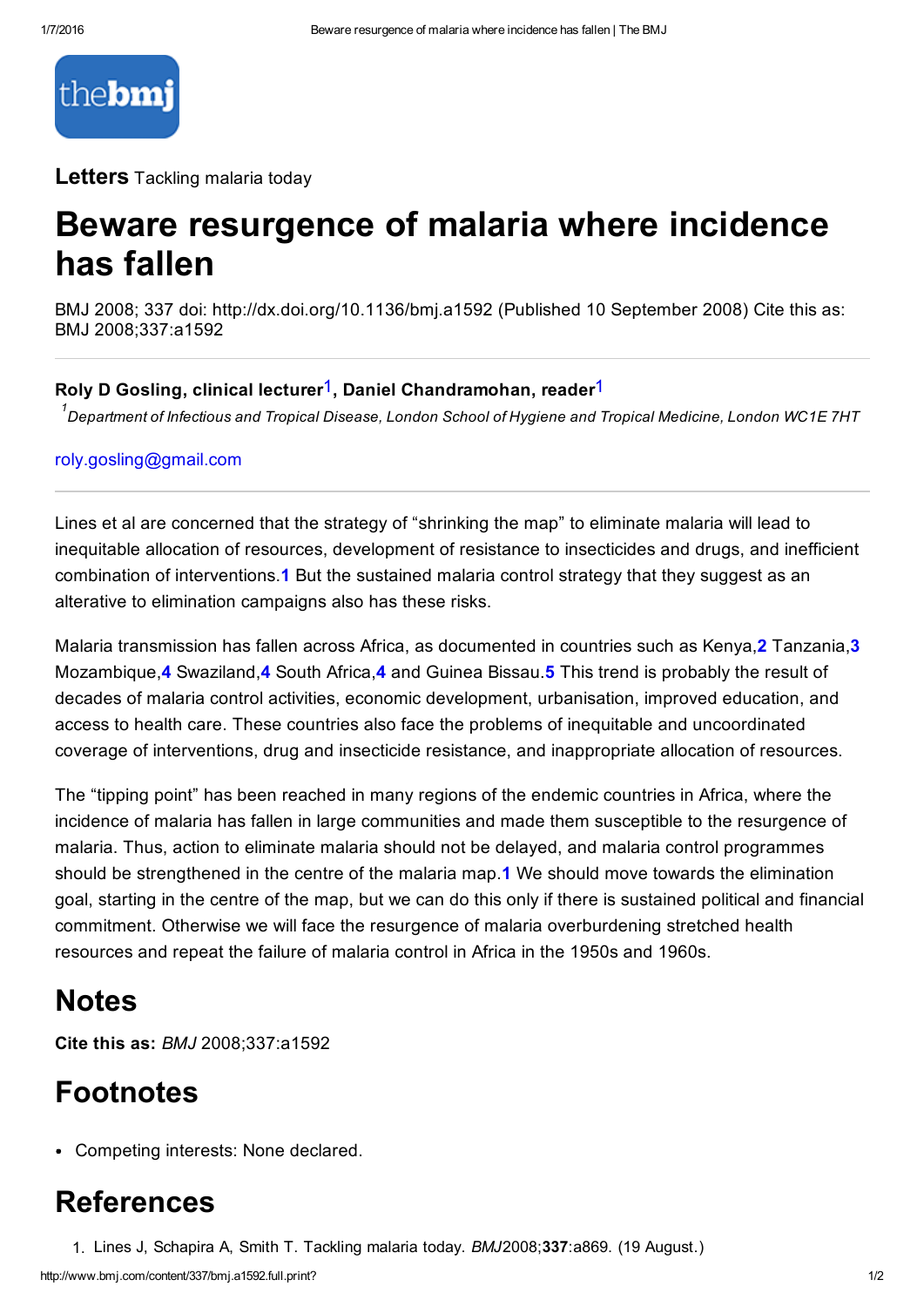**Letters** Tackling malaria today

# Beware resurgence of malaria where incidence has fallen

BMJ 2008; 337 doi: http://dx.doi.org/10.1136/bmj.a1592 (Published 10 September 2008) Cite this as: BMJ 2008;337:a1592

**Roly D Gosling, clinical lecturer[1], Daniel Chandramohan, reader[1]**

[1] *Department of Infectious and Tropical Disease, London School of Hygiene and Tropical Medicine, London WC1E 7HT*

roly.gosling@gmail.com

Lines et al are concerned that the strategy of "shrinking the map" to eliminate malaria will lead to inequitable allocation of resources, development of resistance to insecticides and drugs, and inefficient combination of interventions.[1] But the sustained malaria control strategy that they suggest as an alterative to elimination campaigns also has these risks.

Malaria transmission has fallen across Africa, as documented in countries such as Kenya,[2] Tanzania,[3] Mozambique,[4] Swaziland,[4] South Africa,[4] and Guinea Bissau.[5] This trend is probably the result of decades of malaria control activities, economic development, urbanisation, improved education, and access to health care. These countries also face the problems of inequitable and uncoordinated coverage of interventions, drug and insecticide resistance, and inappropriate allocation of resources.

The "tipping point" has been reached in many regions of the endemic countries in Africa, where the incidence of malaria has fallen in large communities and made them susceptible to the resurgence of malaria. Thus, action to eliminate malaria should not be delayed, and malaria control programmes should be strengthened in the centre of the malaria map.[1] We should move towards the elimination goal, starting in the centre of the map, but we can do this only if there is sustained political and financial commitment. Otherwise we will face the resurgence of malaria overburdening stretched health resources and repeat the failure of malaria control in Africa in the 1950s and 1960s.

## Notes

**Cite this as:** *BMJ* 2008;337:a1592

## Footnotes

- Competing interests: None declared.

## References

1. Lines J, Schapira A, Smith T. Tackling malaria today. *BMJ*2008;**337**:a869. (19 August.)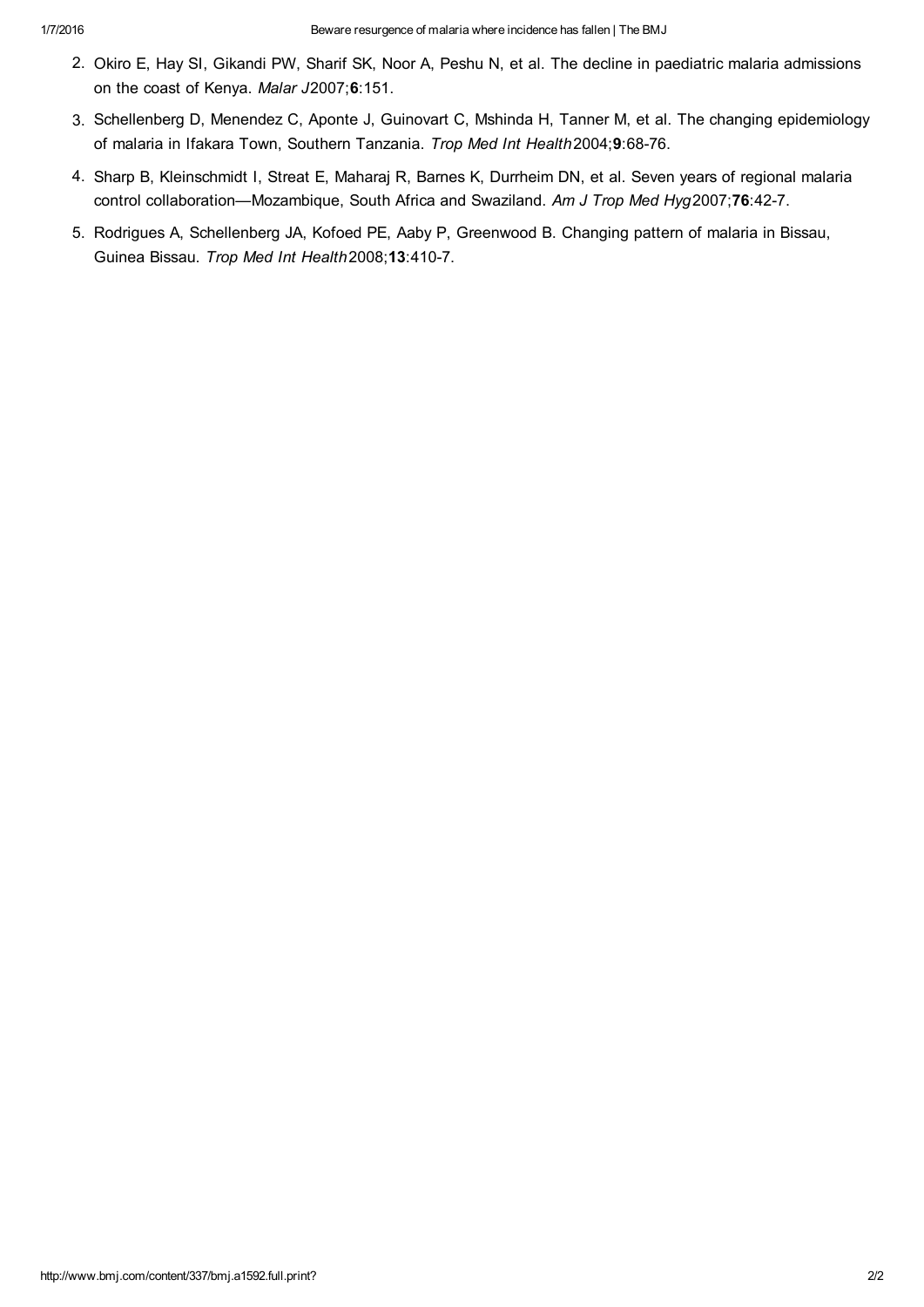2. Okiro E, Hay SI, Gikandi PW, Sharif SK, Noor A, Peshu N, et al. The decline in paediatric malaria admissions on the coast of Kenya. *Malar J*2007;**6**:151.
3. Schellenberg D, Menendez C, Aponte J, Guinovart C, Mshinda H, Tanner M, et al. The changing epidemiology of malaria in Ifakara Town, Southern Tanzania. *Trop Med Int Health*2004;**9**:68-76.
4. Sharp B, Kleinschmidt I, Streat E, Maharaj R, Barnes K, Durrheim DN, et al. Seven years of regional malaria control collaboration—Mozambique, South Africa and Swaziland. *Am J Trop Med Hyg*2007;**76**:42-7.
5. Rodrigues A, Schellenberg JA, Kofoed PE, Aaby P, Greenwood B. Changing pattern of malaria in Bissau, Guinea Bissau. *Trop Med Int Health*2008;**13**:410-7.